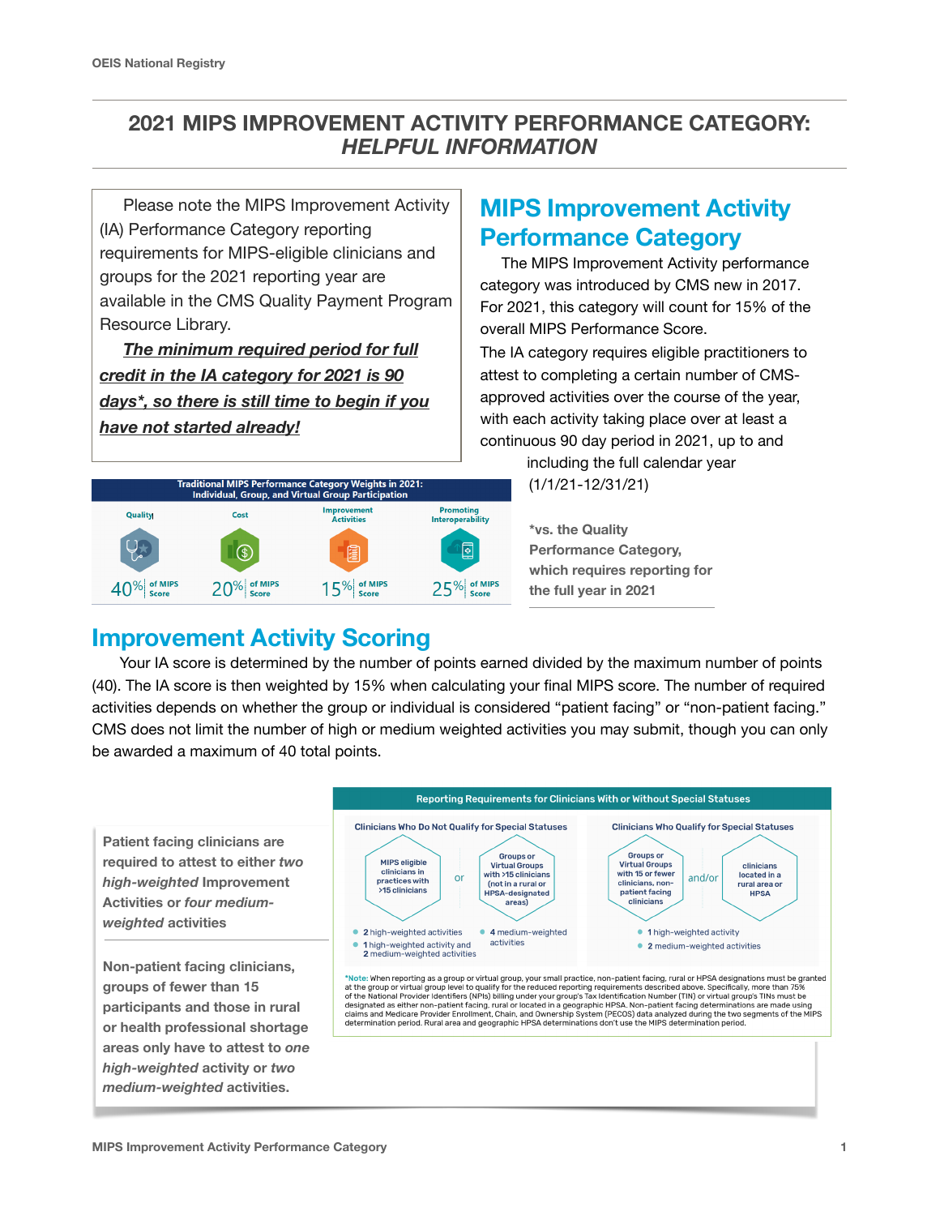# 2021 MIPS IMPROVEMENT ACTIVITY PERFORMANCE CATEGORY: *HELPFUL INFORMATION*

Please note the MIPS Improvement Activity (IA) Performance Category reporting requirements for MIPS-eligible clinicians and groups for the 2021 reporting year are available in the CMS Quality Payment Program Resource Library.

***The minimum required period for full credit in the IA category for 2021 is 90 days\*, so there is still time to begin if you have not started already!***

## MIPS Improvement Activity Performance Category

The MIPS Improvement Activity performance category was introduced by CMS new in 2017. For 2021, this category will count for 15% of the overall MIPS Performance Score.

The IA category requires eligible practitioners to attest to completing a certain number of CMS-approved activities over the course of the year, with each activity taking place over at least a continuous 90 day period in 2021, up to and including the full calendar year (1/1/21-12/31/21)

**\*vs. the Quality Performance Category, which requires reporting for the full year in 2021**

**Traditional MIPS Performance Category Weights in 2021: Individual, Group, and Virtual Group Participation**

| Quality | Cost | Improvement Activities | Promoting Interoperability |
|---|---|---|---|
| 40% of MIPS Score | 20% of MIPS Score | 15% of MIPS Score | 25% of MIPS Score |

## Improvement Activity Scoring

Your IA score is determined by the number of points earned divided by the maximum number of points (40). The IA score is then weighted by 15% when calculating your final MIPS score. The number of required activities depends on whether the group or individual is considered "patient facing" or "non-patient facing." CMS does not limit the number of high or medium weighted activities you may submit, though you can only be awarded a maximum of 40 total points.

**Patient facing clinicians are required to attest to either *two high-weighted* Improvement Activities or *four medium-weighted* activities**

**Non-patient facing clinicians, groups of fewer than 15 participants and those in rural or health professional shortage areas only have to attest to *one high-weighted* activity or *two medium-weighted* activities.**

**Reporting Requirements for Clinicians With or Without Special Statuses**

| Clinicians Who Do Not Qualify for Special Statuses | Clinicians Who Qualify for Special Statuses |
|---|---|
| MIPS eligible clinicians in practices with >15 clinicians **or** Groups or Virtual Groups with >15 clinicians (not in a rural or HPSA-designated areas) | Groups or Virtual Groups with 15 or fewer clinicians, non-patient facing clinicians **and/or** clinicians located in a rural area or HPSA |
| • 2 high-weighted activities<br>• 1 high-weighted activity and 2 medium-weighted activities<br>• 4 medium-weighted activities | • 1 high-weighted activity<br>• 2 medium-weighted activities |

*Note: When reporting as a group or virtual group, your small practice, non-patient facing, rural or HPSA designations must be granted at the group or virtual group level to qualify for the reduced reporting requirements described above. Specifically, more than 75% of the National Provider Identifiers (NPIs) billing under your group's Tax Identification Number (TIN) or virtual group's TINs must be designated as either non-patient facing, rural or located in a geographic HPSA. Non-patient facing determinations are made using claims and Medicare Provider Enrollment, Chain, and Ownership System (PECOS) data analyzed during the two segments of the MIPS determination period. Rural area and geographic HPSA determinations don't use the MIPS determination period.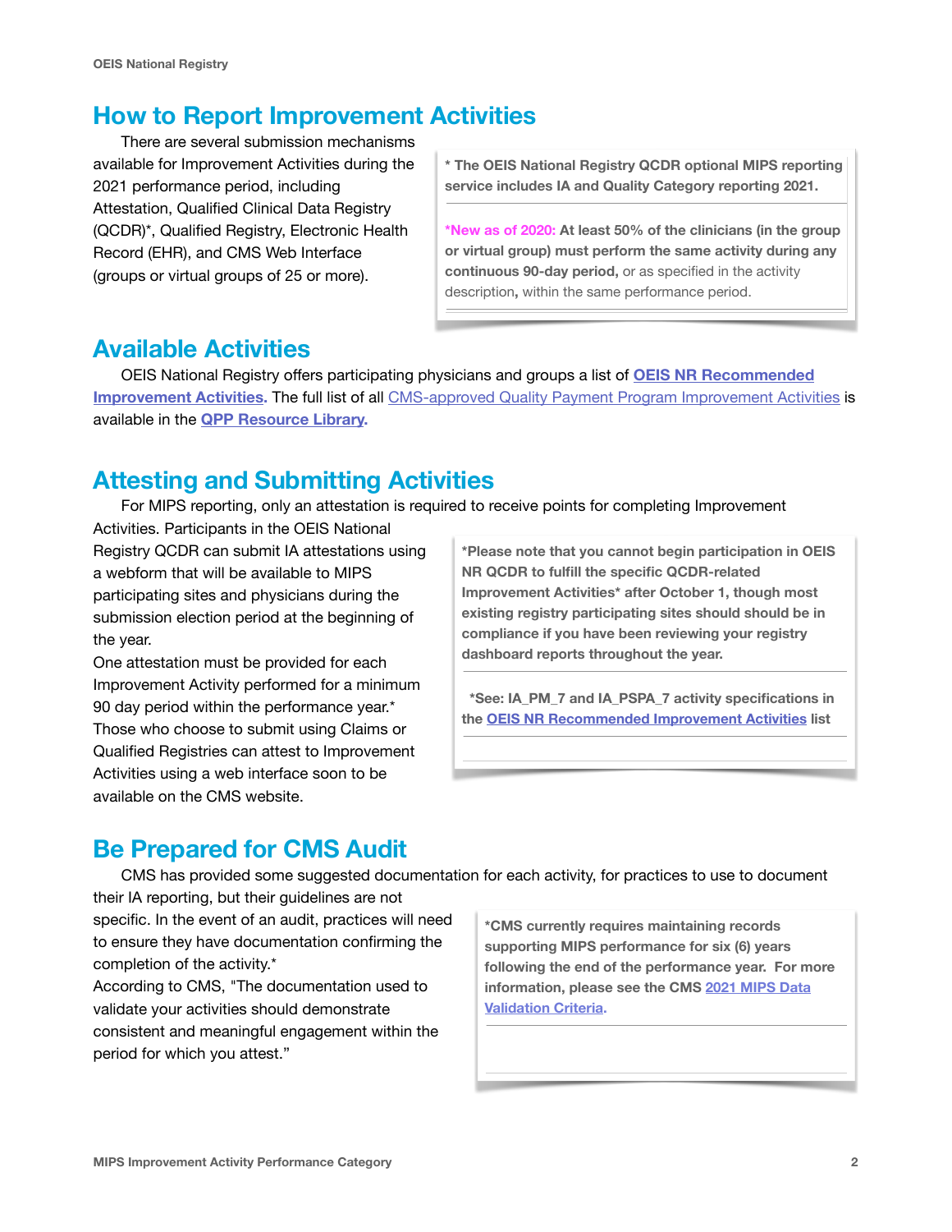## How to Report Improvement Activities

There are several submission mechanisms available for Improvement Activities during the 2021 performance period, including Attestation, Qualified Clinical Data Registry (QCDR)*, Qualified Registry, Electronic Health Record (EHR), and CMS Web Interface (groups or virtual groups of 25 or more).

> **\* The OEIS National Registry QCDR optional MIPS reporting service includes IA and Quality Category reporting 2021.**
>
> ***New as of 2020:* At least 50% of the clinicians (in the group or virtual group) must perform the same activity during any continuous 90-day period,** or as specified in the activity description**,** within the same performance period.

## Available Activities

OEIS National Registry offers participating physicians and groups a list of **OEIS NR Recommended Improvement Activities.** The full list of all CMS-approved Quality Payment Program Improvement Activities is available in the **QPP Resource Library.**

## Attesting and Submitting Activities

For MIPS reporting, only an attestation is required to receive points for completing Improvement Activities. Participants in the OEIS National Registry QCDR can submit IA attestations using a webform that will be available to MIPS participating sites and physicians during the submission election period at the beginning of the year.

One attestation must be provided for each Improvement Activity performed for a minimum 90 day period within the performance year.*

Those who choose to submit using Claims or Qualified Registries can attest to Improvement Activities using a web interface soon to be available on the CMS website.

> **\*Please note that you cannot begin participation in OEIS NR QCDR to fulfill the specific QCDR-related Improvement Activities* after October 1, though most existing registry participating sites should should be in compliance if you have been reviewing your registry dashboard reports throughout the year.**
>
> **\*See: IA_PM_7 and IA_PSPA_7 activity specifications in the OEIS NR Recommended Improvement Activities list**

## Be Prepared for CMS Audit

CMS has provided some suggested documentation for each activity, for practices to use to document their IA reporting, but their guidelines are not specific. In the event of an audit, practices will need to ensure they have documentation confirming the completion of the activity.*

According to CMS, "The documentation used to validate your activities should demonstrate consistent and meaningful engagement within the period for which you attest."

> **\*CMS currently requires maintaining records supporting MIPS performance for six (6) years following the end of the performance year. For more information, please see the CMS 2021 MIPS Data Validation Criteria.**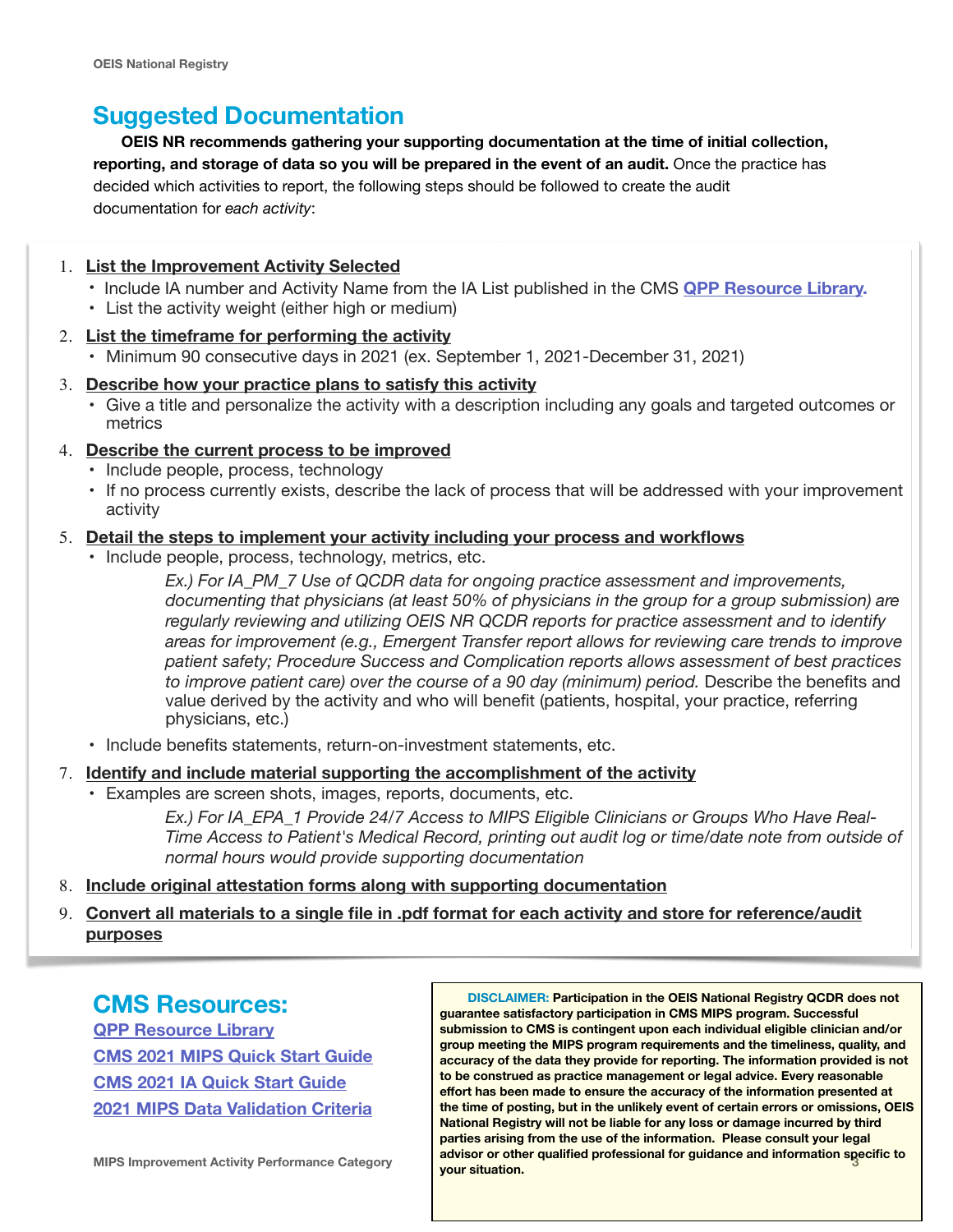## Suggested Documentation

**OEIS NR recommends gathering your supporting documentation at the time of initial collection, reporting, and storage of data so you will be prepared in the event of an audit.** Once the practice has decided which activities to report, the following steps should be followed to create the audit documentation for *each activity*:

1. **List the Improvement Activity Selected**
   - Include IA number and Activity Name from the IA List published in the CMS QPP Resource Library.
   - List the activity weight (either high or medium)
2. **List the timeframe for performing the activity**
   - Minimum 90 consecutive days in 2021 (ex. September 1, 2021-December 31, 2021)
3. **Describe how your practice plans to satisfy this activity**
   - Give a title and personalize the activity with a description including any goals and targeted outcomes or metrics
4. **Describe the current process to be improved**
   - Include people, process, technology
   - If no process currently exists, describe the lack of process that will be addressed with your improvement activity
5. **Detail the steps to implement your activity including your process and workflows**
   - Include people, process, technology, metrics, etc.

     *Ex.) For IA_PM_7 Use of QCDR data for ongoing practice assessment and improvements, documenting that physicians (at least 50% of physicians in the group for a group submission) are regularly reviewing and utilizing OEIS NR QCDR reports for practice assessment and to identify areas for improvement (e.g., Emergent Transfer report allows for reviewing care trends to improve patient safety; Procedure Success and Complication reports allows assessment of best practices to improve patient care) over the course of a 90 day (minimum) period.* Describe the benefits and value derived by the activity and who will benefit (patients, hospital, your practice, referring physicians, etc.)
   - Include benefits statements, return-on-investment statements, etc.

7. **Identify and include material supporting the accomplishment of the activity**
   - Examples are screen shots, images, reports, documents, etc.

     *Ex.) For IA_EPA_1 Provide 24/7 Access to MIPS Eligible Clinicians or Groups Who Have Real-Time Access to Patient's Medical Record, printing out audit log or time/date note from outside of normal hours would provide supporting documentation*
8. **Include original attestation forms along with supporting documentation**
9. **Convert all materials to a single file in .pdf format for each activity and store for reference/audit purposes**

## CMS Resources:

QPP Resource Library

CMS 2021 MIPS Quick Start Guide

CMS 2021 IA Quick Start Guide

2021 MIPS Data Validation Criteria

**DISCLAIMER: Participation in the OEIS National Registry QCDR does not guarantee satisfactory participation in CMS MIPS program. Successful submission to CMS is contingent upon each individual eligible clinician and/or group meeting the MIPS program requirements and the timeliness, quality, and accuracy of the data they provide for reporting. The information provided is not to be construed as practice management or legal advice. Every reasonable effort has been made to ensure the accuracy of the information presented at the time of posting, but in the unlikely event of certain errors or omissions, OEIS National Registry will not be liable for any loss or damage incurred by third parties arising from the use of the information. Please consult your legal advisor or other qualified professional for guidance and information specific to your situation.**